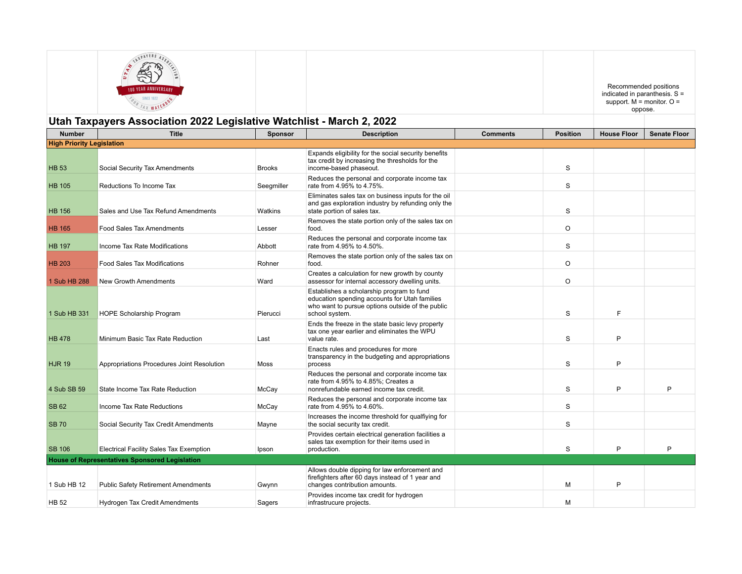Recommended positions indicated in paranthesis. S = support. M = monitor. O = oppose.

# Utah Taxpayers Association 2022 Legislative Watchlist - March 2, 2022

| Number | Title | Sponsor | Description | Comments | Position | House Floor | Senate Floor |
|---|---|---|---|---|---|---|---|
| **High Priority Legislation** | | | | | | | |
| HB 53 | Social Security Tax Amendments | Brooks | Expands eligibility for the social security benefits tax credit by increasing the thresholds for the income-based phaseout. | | S | | |
| HB 105 | Reductions To Income Tax | Seegmiller | Reduces the personal and corporate income tax rate from 4.95% to 4.75%. | | S | | |
| HB 156 | Sales and Use Tax Refund Amendments | Watkins | Eliminates sales tax on business inputs for the oil and gas exploration industry by refunding only the state portion of sales tax. | | S | | |
| HB 165 | Food Sales Tax Amendments | Lesser | Removes the state portion only of the sales tax on food. | | O | | |
| HB 197 | Income Tax Rate Modifications | Abbott | Reduces the personal and corporate income tax rate from 4.95% to 4.50%. | | S | | |
| HB 203 | Food Sales Tax Modifications | Rohner | Removes the state portion only of the sales tax on food. | | O | | |
| 1 Sub HB 288 | New Growth Amendments | Ward | Creates a calculation for new growth by county assessor for internal accessory dwelling units. | | O | | |
| 1 Sub HB 331 | HOPE Scholarship Program | Pierucci | Establishes a scholarship program to fund education spending accounts for Utah families who want to pursue options outside of the public school system. | | S | F | |
| HB 478 | Minimum Basic Tax Rate Reduction | Last | Ends the freeze in the state basic levy property tax one year earlier and eliminates the WPU value rate. | | S | P | |
| HJR 19 | Appropriations Procedures Joint Resolution | Moss | Enacts rules and procedures for more transparency in the budgeting and appropriations process | | S | P | |
| 4 Sub SB 59 | State Income Tax Rate Reduction | McCay | Reduces the personal and corporate income tax rate from 4.95% to 4.85%; Creates a nonrefundable earned income tax credit. | | S | P | P |
| SB 62 | Income Tax Rate Reductions | McCay | Reduces the personal and corporate income tax rate from 4.95% to 4.60%. | | S | | |
| SB 70 | Social Security Tax Credit Amendments | Mayne | Increases the income threshold for qualfiying for the social security tax credit. | | S | | |
| SB 106 | Electrical Facility Sales Tax Exemption | Ipson | Provides certain electrical generation facilities a sales tax exemption for their items used in production. | | S | P | P |
| **House of Representatives Sponsored Legislation** | | | | | | | |
| 1 Sub HB 12 | Public Safety Retirement Amendments | Gwynn | Allows double dipping for law enforcement and firefighters after 60 days instead of 1 year and changes contribution amounts. | | M | P | |
| HB 52 | Hydrogen Tax Credit Amendments | Sagers | Provides income tax credit for hydrogen infrastrucure projects. | | M | | |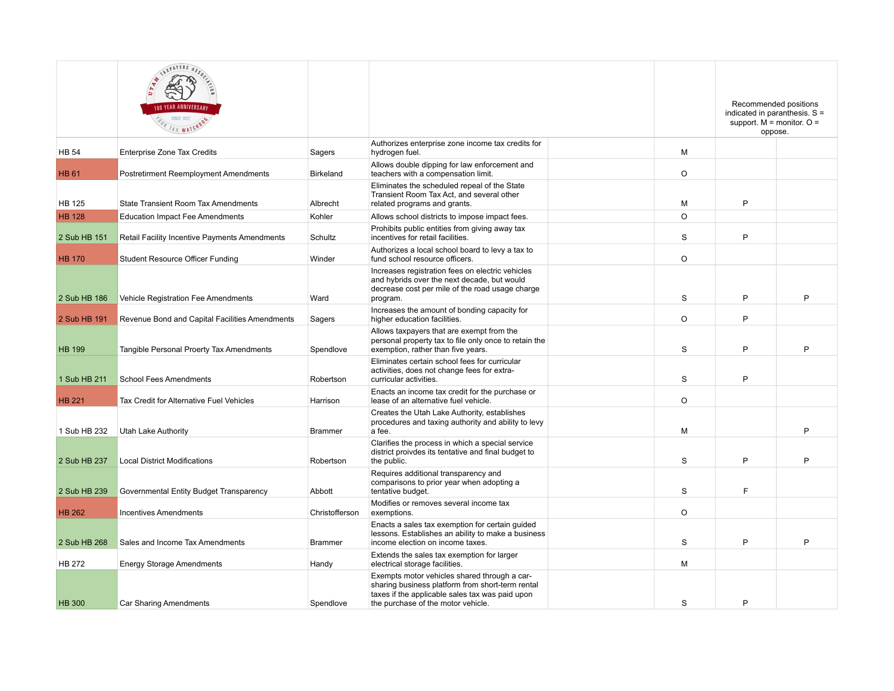| | | | | | | | |
|---|---|---|---|---|---|---|---|
| | | | | | | Recommended positions indicated in paranthesis. S = support. M = monitor. O = oppose. | |
| HB 54 | Enterprise Zone Tax Credits | Sagers | Authorizes enterprise zone income tax credits for hydrogen fuel. | | M | | |
| HB 61 | Postretirment Reemployment Amendments | Birkeland | Allows double dipping for law enforcement and teachers with a compensation limit. | | O | | |
| HB 125 | State Transient Room Tax Amendments | Albrecht | Eliminates the scheduled repeal of the State Transient Room Tax Act, and several other related programs and grants. | | M | P | |
| HB 128 | Education Impact Fee Amendments | Kohler | Allows school districts to impose impact fees. | | O | | |
| 2 Sub HB 151 | Retail Facility Incentive Payments Amendments | Schultz | Prohibits public entities from giving away tax incentives for retail facilities. | | S | P | |
| HB 170 | Student Resource Officer Funding | Winder | Authorizes a local school board to levy a tax to fund school resource officers. | | O | | |
| 2 Sub HB 186 | Vehicle Registration Fee Amendments | Ward | Increases registration fees on electric vehicles and hybrids over the next decade, but would decrease cost per mile of the road usage charge program. | | S | P | P |
| 2 Sub HB 191 | Revenue Bond and Capital Facilities Amendments | Sagers | Increases the amount of bonding capacity for higher education facilities. | | O | P | |
| HB 199 | Tangible Personal Proerty Tax Amendments | Spendlove | Allows taxpayers that are exempt from the personal property tax to file only once to retain the exemption, rather than five years. | | S | P | P |
| 1 Sub HB 211 | School Fees Amendments | Robertson | Eliminates certain school fees for curricular activities, does not change fees for extra-curricular activities. | | S | P | |
| HB 221 | Tax Credit for Alternative Fuel Vehicles | Harrison | Enacts an income tax credit for the purchase or lease of an alternative fuel vehicle. | | O | | |
| 1 Sub HB 232 | Utah Lake Authority | Brammer | Creates the Utah Lake Authority, establishes procedures and taxing authority and ability to levy a fee. | | M | | P |
| 2 Sub HB 237 | Local District Modifications | Robertson | Clarifies the process in which a special service district proivdes its tentative and final budget to the public. | | S | P | P |
| 2 Sub HB 239 | Governmental Entity Budget Transparency | Abbott | Requires additional transparency and comparisons to prior year when adopting a tentative budget. | | S | F | |
| HB 262 | Incentives Amendments | Christofferson | Modifies or removes several income tax exemptions. | | O | | |
| 2 Sub HB 268 | Sales and Income Tax Amendments | Brammer | Enacts a sales tax exemption for certain guided lessons. Establishes an ability to make a business income election on income taxes. | | S | P | P |
| HB 272 | Energy Storage Amendments | Handy | Extends the sales tax exemption for larger electrical storage facilities. | | M | | |
| HB 300 | Car Sharing Amendments | Spendlove | Exempts motor vehicles shared through a car-sharing business platform from short-term rental taxes if the applicable sales tax was paid upon the purchase of the motor vehicle. | | S | P | |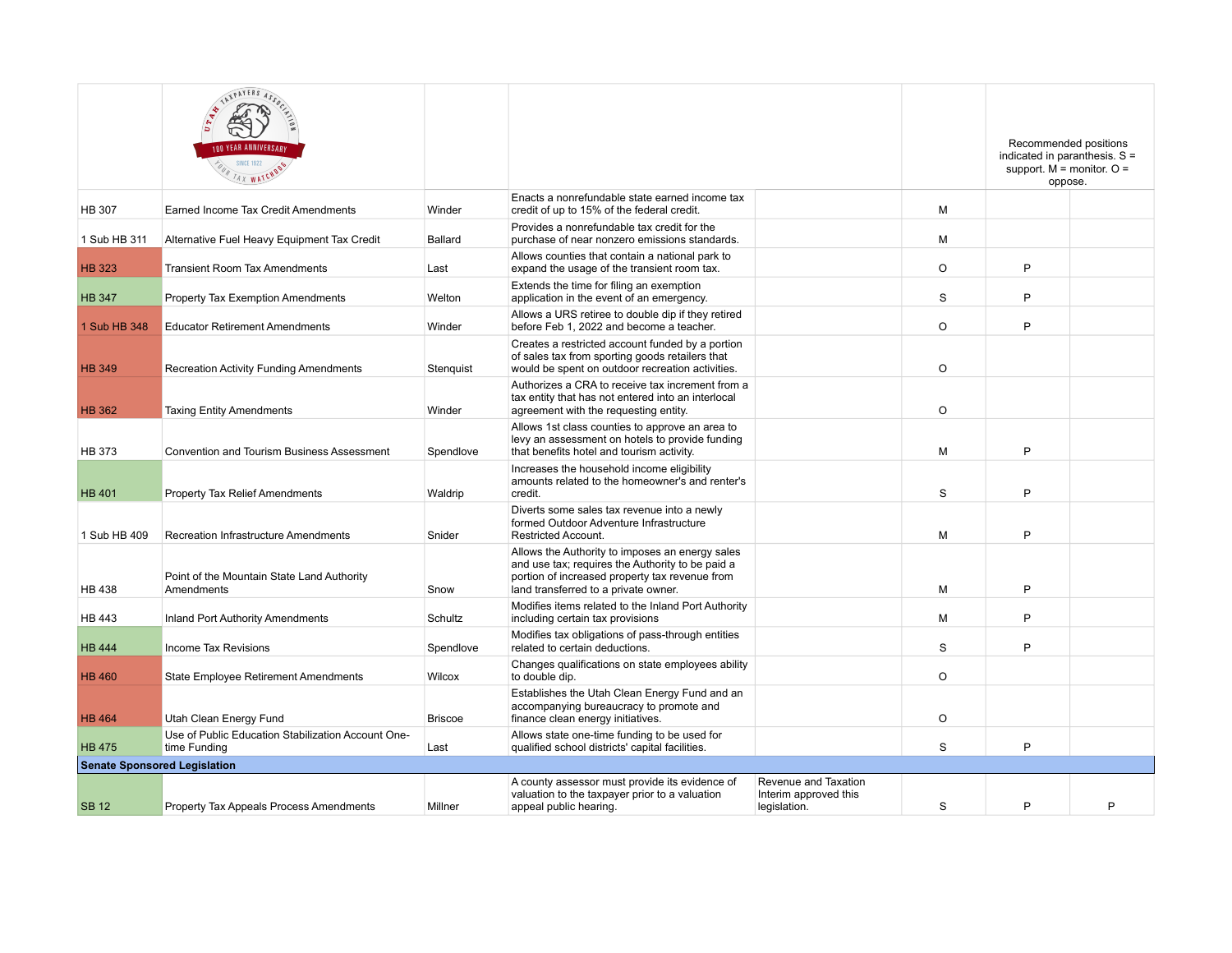| Bill | Title | Sponsor | Description | Notes | Position | | Recommended positions indicated in paranthesis. S = support. M = monitor. O = oppose. |
|---|---|---|---|---|---|---|---|
| HB 307 | Earned Income Tax Credit Amendments | Winder | Enacts a nonrefundable state earned income tax credit of up to 15% of the federal credit. | | M | | |
| 1 Sub HB 311 | Alternative Fuel Heavy Equipment Tax Credit | Ballard | Provides a nonrefundable tax credit for the purchase of near nonzero emissions standards. | | M | | |
| HB 323 | Transient Room Tax Amendments | Last | Allows counties that contain a national park to expand the usage of the transient room tax. | | O | P | |
| HB 347 | Property Tax Exemption Amendments | Welton | Extends the time for filing an exemption application in the event of an emergency. | | S | P | |
| 1 Sub HB 348 | Educator Retirement Amendments | Winder | Allows a URS retiree to double dip if they retired before Feb 1, 2022 and become a teacher. | | O | P | |
| HB 349 | Recreation Activity Funding Amendments | Stenquist | Creates a restricted account funded by a portion of sales tax from sporting goods retailers that would be spent on outdoor recreation activities. | | O | | |
| HB 362 | Taxing Entity Amendments | Winder | Authorizes a CRA to receive tax increment from a tax entity that has not entered into an interlocal agreement with the requesting entity. | | O | | |
| HB 373 | Convention and Tourism Business Assessment | Spendlove | Allows 1st class counties to approve an area to levy an assessment on hotels to provide funding that benefits hotel and tourism activity. | | M | P | |
| HB 401 | Property Tax Relief Amendments | Waldrip | Increases the household income eligibility amounts related to the homeowner's and renter's credit. | | S | P | |
| 1 Sub HB 409 | Recreation Infrastructure Amendments | Snider | Diverts some sales tax revenue into a newly formed Outdoor Adventure Infrastructure Restricted Account. | | M | P | |
| HB 438 | Point of the Mountain State Land Authority Amendments | Snow | Allows the Authority to imposes an energy sales and use tax; requires the Authority to be paid a portion of increased property tax revenue from land transferred to a private owner. | | M | P | |
| HB 443 | Inland Port Authority Amendments | Schultz | Modifies items related to the Inland Port Authority including certain tax provisions | | M | P | |
| HB 444 | Income Tax Revisions | Spendlove | Modifies tax obligations of pass-through entities related to certain deductions. | | S | P | |
| HB 460 | State Employee Retirement Amendments | Wilcox | Changes qualifications on state employees ability to double dip. | | O | | |
| HB 464 | Utah Clean Energy Fund | Briscoe | Establishes the Utah Clean Energy Fund and an accompanying bureaucracy to promote and finance clean energy initiatives. | | O | | |
| HB 475 | Use of Public Education Stabilization Account One-time Funding | Last | Allows state one-time funding to be used for qualified school districts' capital facilities. | | S | P | |
| **Senate Sponsored Legislation** | | | | | | | |
| SB 12 | Property Tax Appeals Process Amendments | Millner | A county assessor must provide its evidence of valuation to the taxpayer prior to a valuation appeal public hearing. | Revenue and Taxation Interim approved this legislation. | S | P | P |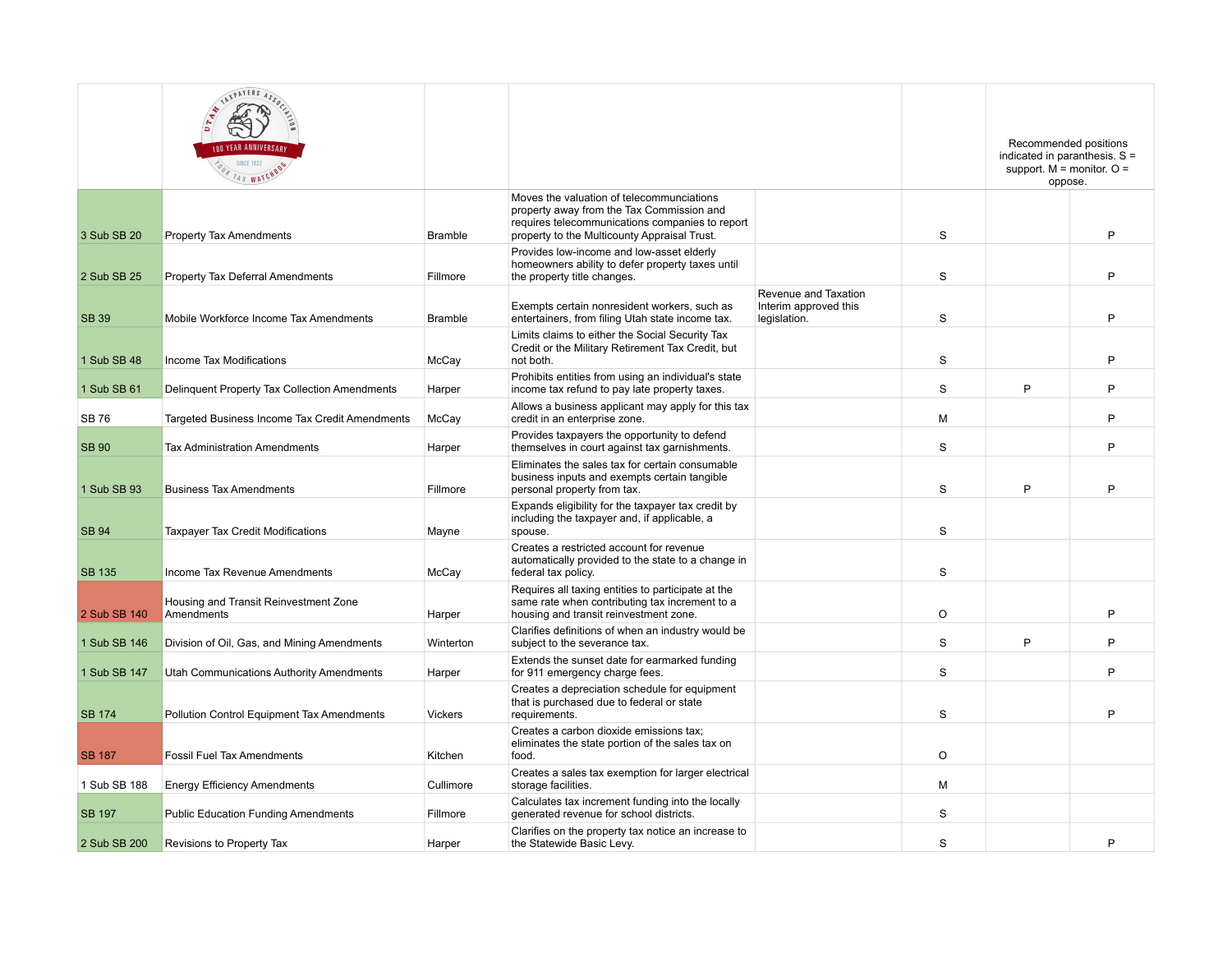| | | | | | | | Recommended positions indicated in paranthesis. S = support. M = monitor. O = oppose. |
|---|---|---|---|---|---|---|---|
| 3 Sub SB 20 | Property Tax Amendments | Bramble | Moves the valuation of telecommunciations property away from the Tax Commission and requires telecommunications companies to report property to the Multicounty Appraisal Trust. | | S | | P |
| 2 Sub SB 25 | Property Tax Deferral Amendments | Fillmore | Provides low-income and low-asset elderly homeowners ability to defer property taxes until the property title changes. | | S | | P |
| SB 39 | Mobile Workforce Income Tax Amendments | Bramble | Exempts certain nonresident workers, such as entertainers, from filing Utah state income tax. | Revenue and Taxation Interim approved this legislation. | S | | P |
| 1 Sub SB 48 | Income Tax Modifications | McCay | Limits claims to either the Social Security Tax Credit or the Military Retirement Tax Credit, but not both. | | S | | P |
| 1 Sub SB 61 | Delinquent Property Tax Collection Amendments | Harper | Prohibits entities from using an individual's state income tax refund to pay late property taxes. | | S | P | P |
| SB 76 | Targeted Business Income Tax Credit Amendments | McCay | Allows a business applicant may apply for this tax credit in an enterprise zone. | | M | | P |
| SB 90 | Tax Administration Amendments | Harper | Provides taxpayers the opportunity to defend themselves in court against tax garnishments. | | S | | P |
| 1 Sub SB 93 | Business Tax Amendments | Fillmore | Eliminates the sales tax for certain consumable business inputs and exempts certain tangible personal property from tax. | | S | P | P |
| SB 94 | Taxpayer Tax Credit Modifications | Mayne | Expands eligibility for the taxpayer tax credit by including the taxpayer and, if applicable, a spouse. | | S | | |
| SB 135 | Income Tax Revenue Amendments | McCay | Creates a restricted account for revenue automatically provided to the state to a change in federal tax policy. | | S | | |
| 2 Sub SB 140 | Housing and Transit Reinvestment Zone Amendments | Harper | Requires all taxing entities to participate at the same rate when contributing tax increment to a housing and transit reinvestment zone. | | O | | P |
| 1 Sub SB 146 | Division of Oil, Gas, and Mining Amendments | Winterton | Clarifies definitions of when an industry would be subject to the severance tax. | | S | P | P |
| 1 Sub SB 147 | Utah Communications Authority Amendments | Harper | Extends the sunset date for earmarked funding for 911 emergency charge fees. | | S | | P |
| SB 174 | Pollution Control Equipment Tax Amendments | Vickers | Creates a depreciation schedule for equipment that is purchased due to federal or state requirements. | | S | | P |
| SB 187 | Fossil Fuel Tax Amendments | Kitchen | Creates a carbon dioxide emissions tax; eliminates the state portion of the sales tax on food. | | O | | |
| 1 Sub SB 188 | Energy Efficiency Amendments | Cullimore | Creates a sales tax exemption for larger electrical storage facilities. | | M | | |
| SB 197 | Public Education Funding Amendments | Fillmore | Calculates tax increment funding into the locally generated revenue for school districts. | | S | | |
| 2 Sub SB 200 | Revisions to Property Tax | Harper | Clarifies on the property tax notice an increase to the Statewide Basic Levy. | | S | | P |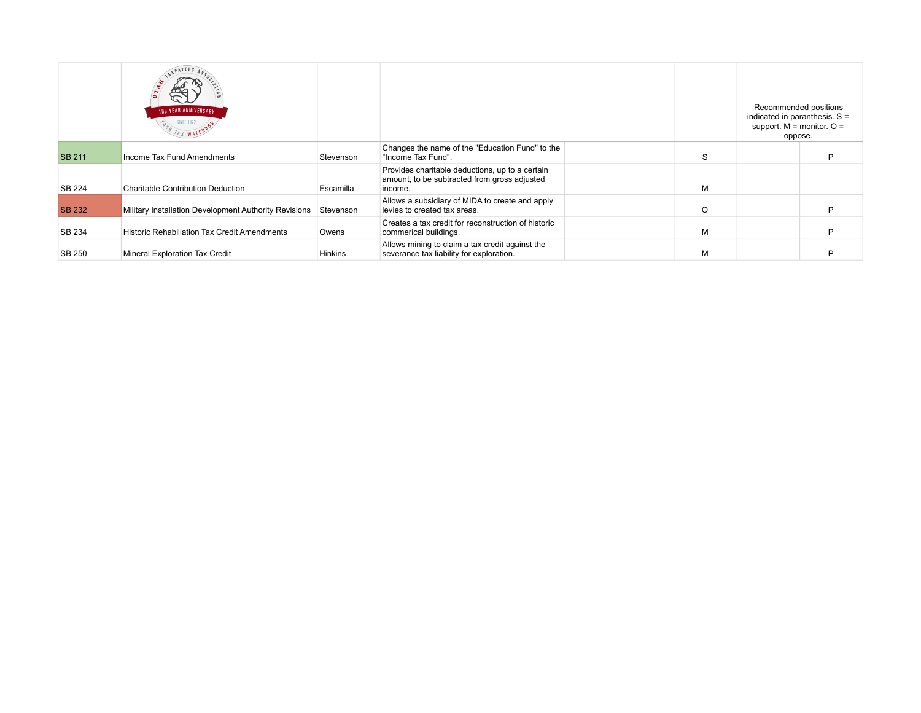| | | | | | | | |
|---|---|---|---|---|---|---|---|
| | | | | | | Recommended positions indicated in paranthesis. S = support. M = monitor. O = oppose. | |
| SB 211 | Income Tax Fund Amendments | Stevenson | Changes the name of the "Education Fund" to the "Income Tax Fund". | | S | | P |
| SB 224 | Charitable Contribution Deduction | Escamilla | Provides charitable deductions, up to a certain amount, to be subtracted from gross adjusted income. | | M | | |
| SB 232 | Military Installation Development Authority Revisions | Stevenson | Allows a subsidiary of MIDA to create and apply levies to created tax areas. | | O | | P |
| SB 234 | Historic Rehabiliation Tax Credit Amendments | Owens | Creates a tax credit for reconstruction of historic commerical buildings. | | M | | P |
| SB 250 | Mineral Exploration Tax Credit | Hinkins | Allows mining to claim a tax credit against the severance tax liability for exploration. | | M | | P |